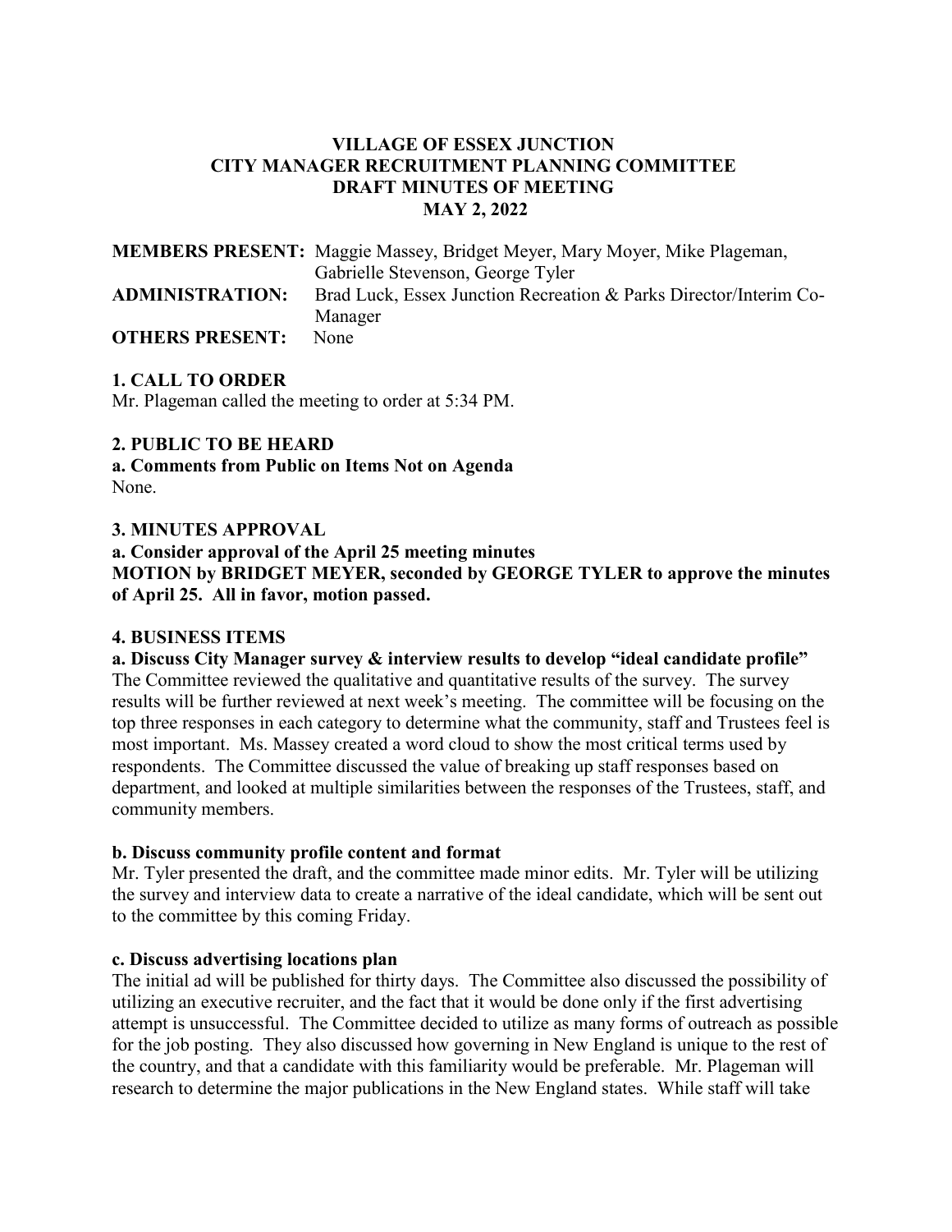# VILLAGE OF ESSEX JUNCTION
## CITY MANAGER RECRUITMENT PLANNING COMMITTEE
## DRAFT MINUTES OF MEETING
## MAY 2, 2022

**MEMBERS PRESENT:** Maggie Massey, Bridget Meyer, Mary Moyer, Mike Plageman, Gabrielle Stevenson, George Tyler

**ADMINISTRATION:** Brad Luck, Essex Junction Recreation & Parks Director/Interim Co-Manager

**OTHERS PRESENT:** None

### 1. CALL TO ORDER

Mr. Plageman called the meeting to order at 5:34 PM.

### 2. PUBLIC TO BE HEARD

**a. Comments from Public on Items Not on Agenda**

None.

### 3. MINUTES APPROVAL

**a. Consider approval of the April 25 meeting minutes**

**MOTION by BRIDGET MEYER, seconded by GEORGE TYLER to approve the minutes of April 25. All in favor, motion passed.**

### 4. BUSINESS ITEMS

**a. Discuss City Manager survey & interview results to develop "ideal candidate profile"**

The Committee reviewed the qualitative and quantitative results of the survey. The survey results will be further reviewed at next week's meeting. The committee will be focusing on the top three responses in each category to determine what the community, staff and Trustees feel is most important. Ms. Massey created a word cloud to show the most critical terms used by respondents. The Committee discussed the value of breaking up staff responses based on department, and looked at multiple similarities between the responses of the Trustees, staff, and community members.

**b. Discuss community profile content and format**

Mr. Tyler presented the draft, and the committee made minor edits. Mr. Tyler will be utilizing the survey and interview data to create a narrative of the ideal candidate, which will be sent out to the committee by this coming Friday.

**c. Discuss advertising locations plan**

The initial ad will be published for thirty days. The Committee also discussed the possibility of utilizing an executive recruiter, and the fact that it would be done only if the first advertising attempt is unsuccessful. The Committee decided to utilize as many forms of outreach as possible for the job posting. They also discussed how governing in New England is unique to the rest of the country, and that a candidate with this familiarity would be preferable. Mr. Plageman will research to determine the major publications in the New England states. While staff will take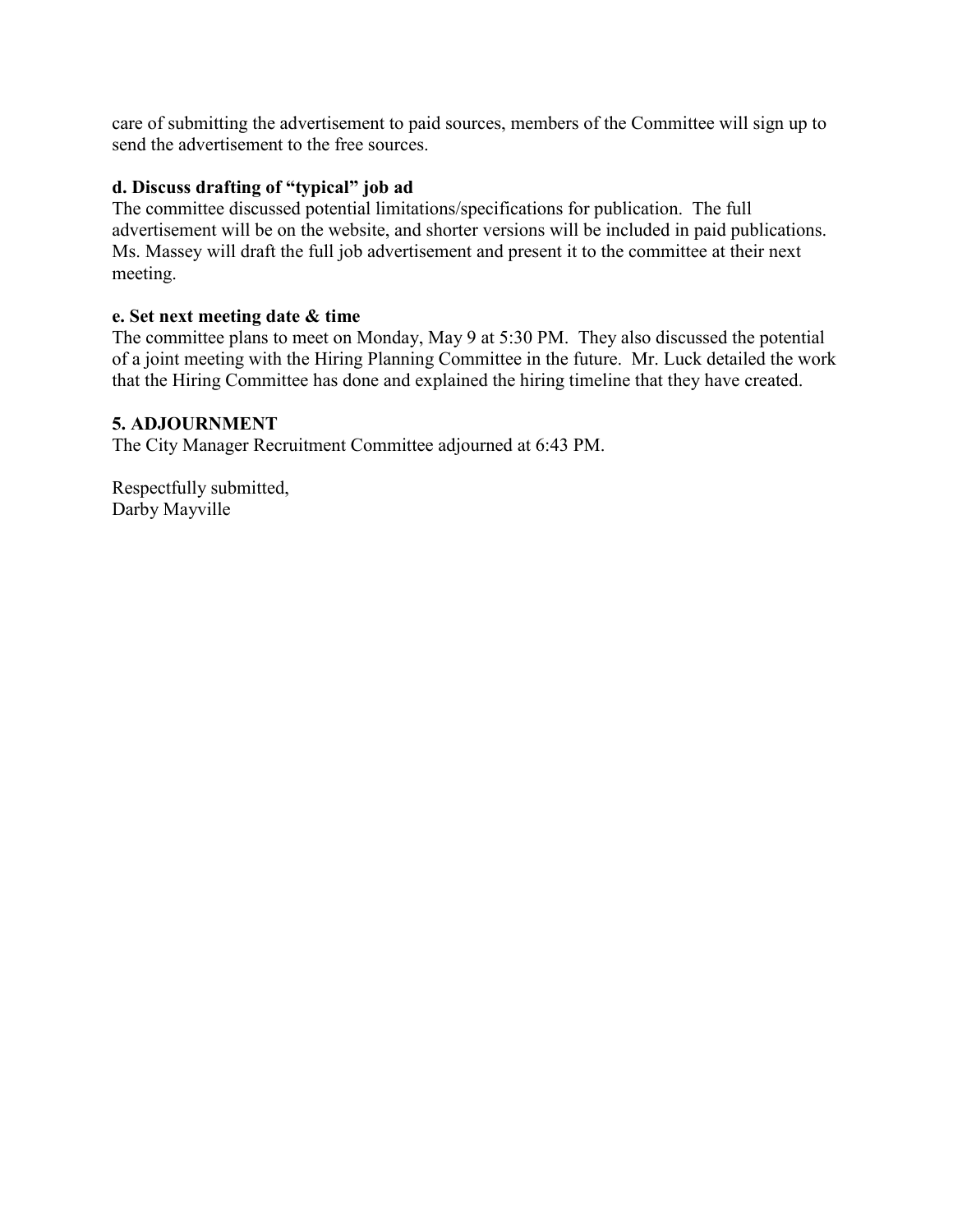care of submitting the advertisement to paid sources, members of the Committee will sign up to send the advertisement to the free sources.

**d. Discuss drafting of "typical" job ad**

The committee discussed potential limitations/specifications for publication. The full advertisement will be on the website, and shorter versions will be included in paid publications. Ms. Massey will draft the full job advertisement and present it to the committee at their next meeting.

**e. Set next meeting date & time**

The committee plans to meet on Monday, May 9 at 5:30 PM. They also discussed the potential of a joint meeting with the Hiring Planning Committee in the future. Mr. Luck detailed the work that the Hiring Committee has done and explained the hiring timeline that they have created.

**5. ADJOURNMENT**

The City Manager Recruitment Committee adjourned at 6:43 PM.

Respectfully submitted,
Darby Mayville